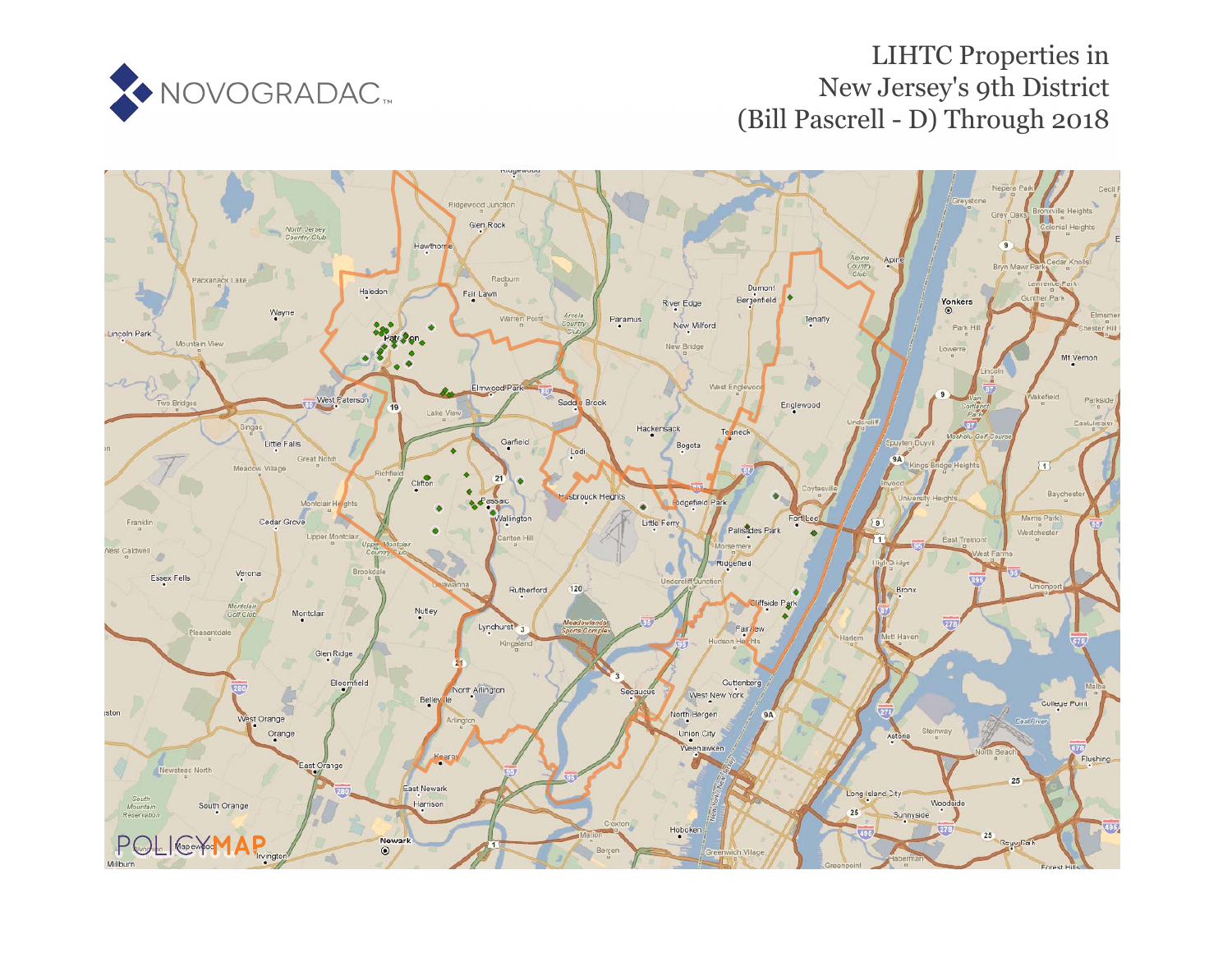NOVOGRADAC

# LIHTC Properties in New Jersey's 9th District (Bill Pascrell - D) Through 2018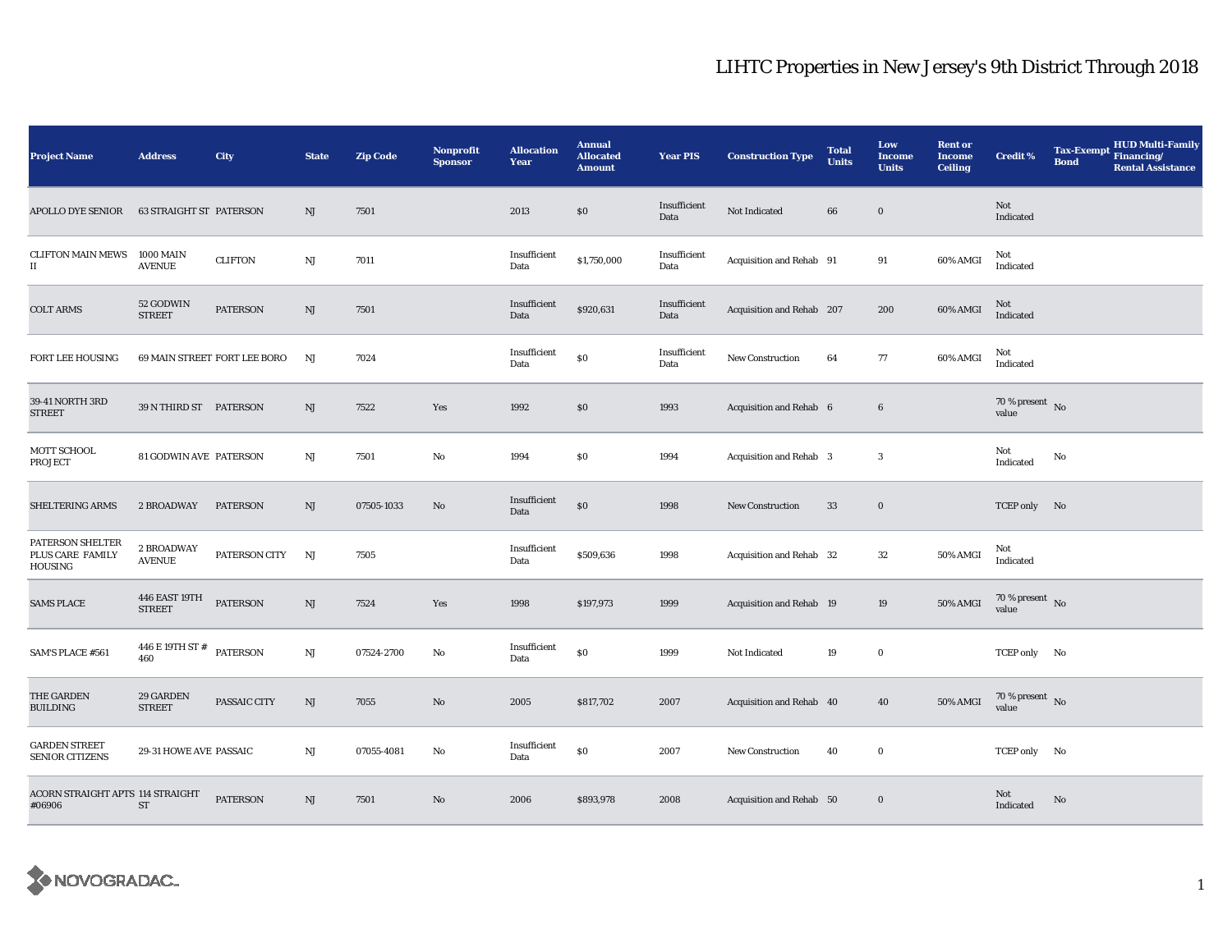# LIHTC Properties in New Jersey's 9th District Through 2018

| Project Name | Address | City | State | Zip Code | Nonprofit Sponsor | Allocation Year | Annual Allocated Amount | Year PIS | Construction Type | Total Units | Low Income Units | Rent or Income Ceiling | Credit % | Tax-Exempt Bond | HUD Multi-Family Financing/ Rental Assistance |
|---|---|---|---|---|---|---|---|---|---|---|---|---|---|---|---|
| APOLLO DYE SENIOR | 63 STRAIGHT ST | PATERSON | NJ | 7501 | | 2013 | $0 | Insufficient Data | Not Indicated | 66 | 0 | | Not Indicated | | |
| CLIFTON MAIN MEWS II | 1000 MAIN AVENUE | CLIFTON | NJ | 7011 | | Insufficient Data | $1,750,000 | Insufficient Data | Acquisition and Rehab | 91 | 91 | 60% AMGI | Not Indicated | | |
| COLT ARMS | 52 GODWIN STREET | PATERSON | NJ | 7501 | | Insufficient Data | $920,631 | Insufficient Data | Acquisition and Rehab | 207 | 200 | 60% AMGI | Not Indicated | | |
| FORT LEE HOUSING | 69 MAIN STREET | FORT LEE BORO | NJ | 7024 | | Insufficient Data | $0 | Insufficient Data | New Construction | 64 | 77 | 60% AMGI | Not Indicated | | |
| 39-41 NORTH 3RD STREET | 39 N THIRD ST | PATERSON | NJ | 7522 | Yes | 1992 | $0 | 1993 | Acquisition and Rehab | 6 | 6 | | 70 % present value | No | |
| MOTT SCHOOL PROJECT | 81 GODWIN AVE | PATERSON | NJ | 7501 | No | 1994 | $0 | 1994 | Acquisition and Rehab | 3 | 3 | | Not Indicated | No | |
| SHELTERING ARMS | 2 BROADWAY | PATERSON | NJ | 07505-1033 | No | Insufficient Data | $0 | 1998 | New Construction | 33 | 0 | | TCEP only | No | |
| PATERSON SHELTER PLUS CARE FAMILY HOUSING | 2 BROADWAY AVENUE | PATERSON CITY | NJ | 7505 | | Insufficient Data | $509,636 | 1998 | Acquisition and Rehab | 32 | 32 | 50% AMGI | Not Indicated | | |
| SAMS PLACE | 446 EAST 19TH STREET | PATERSON | NJ | 7524 | Yes | 1998 | $197,973 | 1999 | Acquisition and Rehab | 19 | 19 | 50% AMGI | 70 % present value | No | |
| SAM'S PLACE #561 | 446 E 19TH ST # 460 | PATERSON | NJ | 07524-2700 | No | Insufficient Data | $0 | 1999 | Not Indicated | 19 | 0 | | TCEP only | No | |
| THE GARDEN BUILDING | 29 GARDEN STREET | PASSAIC CITY | NJ | 7055 | No | 2005 | $817,702 | 2007 | Acquisition and Rehab | 40 | 40 | 50% AMGI | 70 % present value | No | |
| GARDEN STREET SENIOR CITIZENS | 29-31 HOWE AVE | PASSAIC | NJ | 07055-4081 | No | Insufficient Data | $0 | 2007 | New Construction | 40 | 0 | | TCEP only | No | |
| ACORN STRAIGHT APTS #06906 | 114 STRAIGHT ST | PATERSON | NJ | 7501 | No | 2006 | $893,978 | 2008 | Acquisition and Rehab | 50 | 0 | | Not Indicated | No | |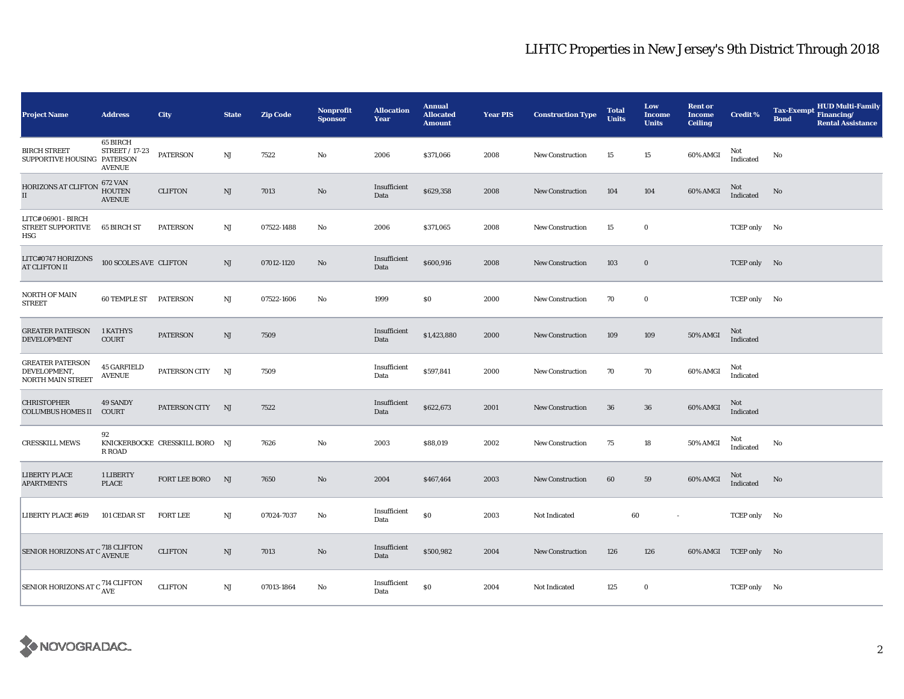| Project Name | Address | City | State | Zip Code | Nonprofit Sponsor | Allocation Year | Annual Allocated Amount | Year PIS | Construction Type | Total Units | Low Income Units | Rent or Income Ceiling | Credit % | Tax-Exempt Bond | HUD Multi-Family Financing/ Rental Assistance |
|---|---|---|---|---|---|---|---|---|---|---|---|---|---|---|---|
| BIRCH STREET SUPPORTIVE HOUSING | 65 BIRCH STREET / 17-23 PATERSON AVENUE | PATERSON | NJ | 7522 | No | 2006 | $371,066 | 2008 | New Construction | 15 | 15 | 60% AMGI | Not Indicated | No | |
| HORIZONS AT CLIFTON II | 672 VAN HOUTEN AVENUE | CLIFTON | NJ | 7013 | No | Insufficient Data | $629,358 | 2008 | New Construction | 104 | 104 | 60% AMGI | Not Indicated | No | |
| LITC# 06901 - BIRCH STREET SUPPORTIVE HSG | 65 BIRCH ST | PATERSON | NJ | 07522-1488 | No | 2006 | $371,065 | 2008 | New Construction | 15 | 0 | | TCEP only | No | |
| LITC#0747 HORIZONS AT CLIFTON II | 100 SCOLES AVE | CLIFTON | NJ | 07012-1120 | No | Insufficient Data | $600,916 | 2008 | New Construction | 103 | 0 | | TCEP only | No | |
| NORTH OF MAIN STREET | 60 TEMPLE ST | PATERSON | NJ | 07522-1606 | No | 1999 | $0 | 2000 | New Construction | 70 | 0 | | TCEP only | No | |
| GREATER PATERSON DEVELOPMENT | 1 KATHYS COURT | PATERSON | NJ | 7509 | | Insufficient Data | $1,423,880 | 2000 | New Construction | 109 | 109 | 50% AMGI | Not Indicated | | |
| GREATER PATERSON DEVELOPMENT, NORTH MAIN STREET | 45 GARFIELD AVENUE | PATERSON CITY | NJ | 7509 | | Insufficient Data | $597,841 | 2000 | New Construction | 70 | 70 | 60% AMGI | Not Indicated | | |
| CHRISTOPHER COLUMBUS HOMES II | 49 SANDY COURT | PATERSON CITY | NJ | 7522 | | Insufficient Data | $622,673 | 2001 | New Construction | 36 | 36 | 60% AMGI | Not Indicated | | |
| CRESSKILL MEWS | 92 KNICKERBOCKER ROAD | CRESSKILL BORO | NJ | 7626 | No | 2003 | $88,019 | 2002 | New Construction | 75 | 18 | 50% AMGI | Not Indicated | No | |
| LIBERTY PLACE APARTMENTS | 1 LIBERTY PLACE | FORT LEE BORO | NJ | 7650 | No | 2004 | $467,464 | 2003 | New Construction | 60 | 59 | 60% AMGI | Not Indicated | No | |
| LIBERTY PLACE #619 | 101 CEDAR ST | FORT LEE | NJ | 07024-7037 | No | Insufficient Data | $0 | 2003 | Not Indicated | 60 | - | | TCEP only | No | |
| SENIOR HORIZONS AT C | 718 CLIFTON AVENUE | CLIFTON | NJ | 7013 | No | Insufficient Data | $500,982 | 2004 | New Construction | 126 | 126 | 60% AMGI | TCEP only | No | |
| SENIOR HORIZONS AT C | 714 CLIFTON AVE | CLIFTON | NJ | 07013-1864 | No | Insufficient Data | $0 | 2004 | Not Indicated | 125 | 0 | | TCEP only | No | |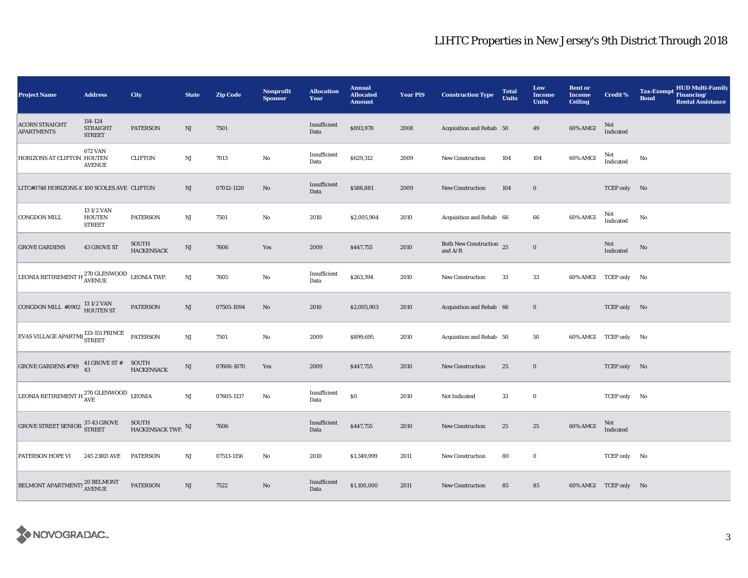# LIHTC Properties in New Jersey's 9th District Through 2018

| Project Name | Address | City | State | Zip Code | Nonprofit Sponsor | Allocation Year | Annual Allocated Amount | Year PIS | Construction Type | Total Units | Low Income Units | Rent or Income Ceiling | Credit % | Tax-Exempt Bond | HUD Multi-Family Financing/ Rental Assistance |
|---|---|---|---|---|---|---|---|---|---|---|---|---|---|---|---|
| ACORN STRAIGHT APARTMENTS | 114-124 STRAIGHT STREET | PATERSON | NJ | 7501 | | Insufficient Data | $893,978 | 2008 | Acquisition and Rehab | 50 | 49 | 60% AMGI | Not Indicated | | |
| HORIZONS AT CLIFTON | 672 VAN HOUTEN AVENUE | CLIFTON | NJ | 7013 | No | Insufficient Data | $629,312 | 2009 | New Construction | 104 | 104 | 60% AMGI | Not Indicated | No | |
| LITC#0748 HORIZONS A' | 100 SCOLES AVE | CLIFTON | NJ | 07012-1120 | No | Insufficient Data | $586,881 | 2009 | New Construction | 104 | 0 | | TCEP only | No | |
| CONGDON MILL | 13 1/2 VAN HOUTEN STREET | PATERSON | NJ | 7501 | No | 2010 | $2,005,904 | 2010 | Acquisition and Rehab | 66 | 66 | 60% AMGI | Not Indicated | No | |
| GROVE GARDENS | 43 GROVE ST | SOUTH HACKENSACK | NJ | 7606 | Yes | 2009 | $447,755 | 2010 | Both New Construction and A/R | 25 | 0 | | Not Indicated | No | |
| LEONIA RETIREMENT H | 270 GLENWOOD AVENUE | LEONIA TWP. | NJ | 7605 | No | Insufficient Data | $263,394 | 2010 | New Construction | 33 | 33 | 60% AMGI | TCEP only | No | |
| CONGDON MILL #0902 | 13 1/2 VAN HOUTEN ST | PATERSON | NJ | 07505-1094 | No | 2010 | $2,005,903 | 2010 | Acquisition and Rehab | 66 | 0 | | TCEP only | No | |
| EVAS VILLAGE APARTMI | 133-151 PRINCE STREET | PATERSON | NJ | 7501 | No | 2009 | $899,695 | 2010 | Acquisition and Rehab | 50 | 50 | 60% AMGI | TCEP only | No | |
| GROVE GARDENS #749 | 41 GROVE ST # 43 | SOUTH HACKENSACK | NJ | 07606-1670 | Yes | 2009 | $447,755 | 2010 | New Construction | 25 | 0 | | TCEP only | No | |
| LEONIA RETIREMENT H | 270 GLENWOOD AVE | LEONIA | NJ | 07605-1137 | No | Insufficient Data | $0 | 2010 | Not Indicated | 33 | 0 | | TCEP only | No | |
| GROVE STREET SENIOR | 37-43 GROVE STREET | SOUTH HACKENSACK TWP. | NJ | 7606 | | Insufficient Data | $447,755 | 2010 | New Construction | 25 | 25 | 60% AMGI | Not Indicated | | |
| PATERSON HOPE VI | 245 23RD AVE | PATERSON | NJ | 07513-1156 | No | 2010 | $1,349,999 | 2011 | New Construction | 80 | 0 | | TCEP only | No | |
| BELMONT APARTMENTS | 20 BELMONT AVENUE | PATERSON | NJ | 7522 | No | Insufficient Data | $1,100,000 | 2011 | New Construction | 85 | 85 | 60% AMGI | TCEP only | No | |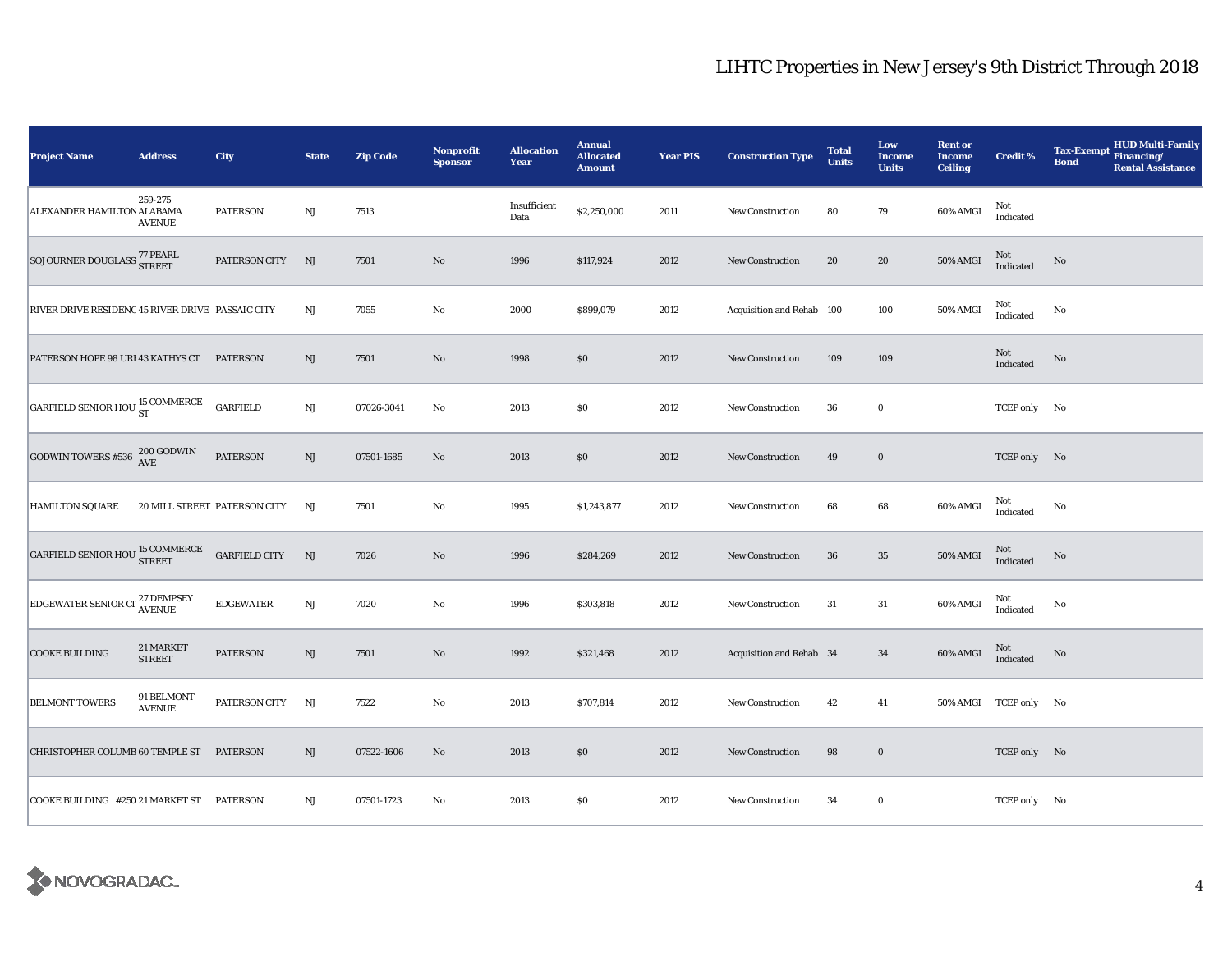# LIHTC Properties in New Jersey's 9th District Through 2018

| Project Name | Address | City | State | Zip Code | Nonprofit Sponsor | Allocation Year | Annual Allocated Amount | Year PIS | Construction Type | Total Units | Low Income Units | Rent or Income Ceiling | Credit % | Tax-Exempt Bond | HUD Multi-Family Financing/ Rental Assistance |
|---|---|---|---|---|---|---|---|---|---|---|---|---|---|---|---|
| ALEXANDER HAMILTON | 259-275 ALABAMA AVENUE | PATERSON | NJ | 7513 | | Insufficient Data | $2,250,000 | 2011 | New Construction | 80 | 79 | 60% AMGI | Not Indicated | | |
| SOJOURNER DOUGLASS | 77 PEARL STREET | PATERSON CITY | NJ | 7501 | No | 1996 | $117,924 | 2012 | New Construction | 20 | 20 | 50% AMGI | Not Indicated | No | |
| RIVER DRIVE RESIDENC | 45 RIVER DRIVE | PASSAIC CITY | NJ | 7055 | No | 2000 | $899,079 | 2012 | Acquisition and Rehab | 100 | 100 | 50% AMGI | Not Indicated | No | |
| PATERSON HOPE 98 URI | 43 KATHYS CT | PATERSON | NJ | 7501 | No | 1998 | $0 | 2012 | New Construction | 109 | 109 | | Not Indicated | No | |
| GARFIELD SENIOR HOU | 15 COMMERCE ST | GARFIELD | NJ | 07026-3041 | No | 2013 | $0 | 2012 | New Construction | 36 | 0 | | TCEP only | No | |
| GODWIN TOWERS #536 | 200 GODWIN AVE | PATERSON | NJ | 07501-1685 | No | 2013 | $0 | 2012 | New Construction | 49 | 0 | | TCEP only | No | |
| HAMILTON SQUARE | 20 MILL STREET | PATERSON CITY | NJ | 7501 | No | 1995 | $1,243,877 | 2012 | New Construction | 68 | 68 | 60% AMGI | Not Indicated | No | |
| GARFIELD SENIOR HOU | 15 COMMERCE STREET | GARFIELD CITY | NJ | 7026 | No | 1996 | $284,269 | 2012 | New Construction | 36 | 35 | 50% AMGI | Not Indicated | No | |
| EDGEWATER SENIOR CI | 27 DEMPSEY AVENUE | EDGEWATER | NJ | 7020 | No | 1996 | $303,818 | 2012 | New Construction | 31 | 31 | 60% AMGI | Not Indicated | No | |
| COOKE BUILDING | 21 MARKET STREET | PATERSON | NJ | 7501 | No | 1992 | $321,468 | 2012 | Acquisition and Rehab | 34 | 34 | 60% AMGI | Not Indicated | No | |
| BELMONT TOWERS | 91 BELMONT AVENUE | PATERSON CITY | NJ | 7522 | No | 2013 | $707,814 | 2012 | New Construction | 42 | 41 | 50% AMGI | TCEP only | No | |
| CHRISTOPHER COLUMB | 60 TEMPLE ST | PATERSON | NJ | 07522-1606 | No | 2013 | $0 | 2012 | New Construction | 98 | 0 | | TCEP only | No | |
| COOKE BUILDING #250 | 21 MARKET ST | PATERSON | NJ | 07501-1723 | No | 2013 | $0 | 2012 | New Construction | 34 | 0 | | TCEP only | No | |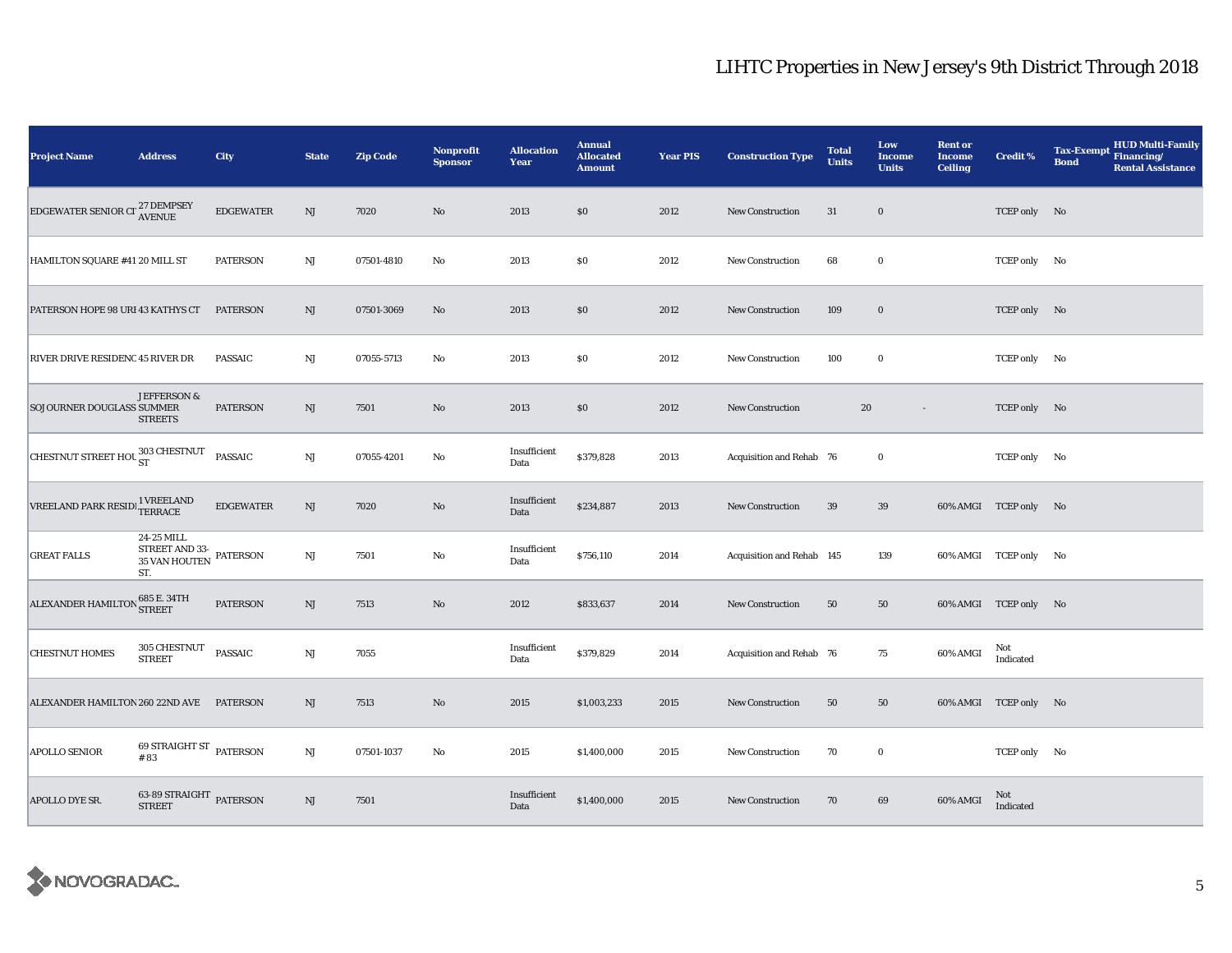# LIHTC Properties in New Jersey's 9th District Through 2018

| Project Name | Address | City | State | Zip Code | Nonprofit Sponsor | Allocation Year | Annual Allocated Amount | Year PIS | Construction Type | Total Units | Low Income Units | Rent or Income Ceiling | Credit % | Tax-Exempt Bond | HUD Multi-Family Financing/ Rental Assistance |
|---|---|---|---|---|---|---|---|---|---|---|---|---|---|---|---|
| EDGEWATER SENIOR CI | 27 DEMPSEY AVENUE | EDGEWATER | NJ | 7020 | No | 2013 | $0 | 2012 | New Construction | 31 | 0 | | TCEP only | No | |
| HAMILTON SQUARE #41 | 20 MILL ST | PATERSON | NJ | 07501-4810 | No | 2013 | $0 | 2012 | New Construction | 68 | 0 | | TCEP only | No | |
| PATERSON HOPE 98 URI | 43 KATHYS CT | PATERSON | NJ | 07501-3069 | No | 2013 | $0 | 2012 | New Construction | 109 | 0 | | TCEP only | No | |
| RIVER DRIVE RESIDENC | 45 RIVER DR | PASSAIC | NJ | 07055-5713 | No | 2013 | $0 | 2012 | New Construction | 100 | 0 | | TCEP only | No | |
| SOJOURNER DOUGLASS | JEFFERSON & SUMMER STREETS | PATERSON | NJ | 7501 | No | 2013 | $0 | 2012 | New Construction | 20 | - | | TCEP only | No | |
| CHESTNUT STREET HOU | 303 CHESTNUT ST | PASSAIC | NJ | 07055-4201 | No | Insufficient Data | $379,828 | 2013 | Acquisition and Rehab | 76 | 0 | | TCEP only | No | |
| VREELAND PARK RESIDI | 1 VREELAND TERRACE | EDGEWATER | NJ | 7020 | No | Insufficient Data | $234,887 | 2013 | New Construction | 39 | 39 | 60% AMGI | TCEP only | No | |
| GREAT FALLS | 24-25 MILL STREET AND 33-35 VAN HOUTEN ST. | PATERSON | NJ | 7501 | No | Insufficient Data | $756,110 | 2014 | Acquisition and Rehab | 145 | 139 | 60% AMGI | TCEP only | No | |
| ALEXANDER HAMILTON | 685 E. 34TH STREET | PATERSON | NJ | 7513 | No | 2012 | $833,637 | 2014 | New Construction | 50 | 50 | 60% AMGI | TCEP only | No | |
| CHESTNUT HOMES | 305 CHESTNUT STREET | PASSAIC | NJ | 7055 | | Insufficient Data | $379,829 | 2014 | Acquisition and Rehab | 76 | 75 | 60% AMGI | Not Indicated | | |
| ALEXANDER HAMILTON | 260 22ND AVE | PATERSON | NJ | 7513 | No | 2015 | $1,003,233 | 2015 | New Construction | 50 | 50 | 60% AMGI | TCEP only | No | |
| APOLLO SENIOR | 69 STRAIGHT ST #83 | PATERSON | NJ | 07501-1037 | No | 2015 | $1,400,000 | 2015 | New Construction | 70 | 0 | | TCEP only | No | |
| APOLLO DYE SR. | 63-89 STRAIGHT STREET | PATERSON | NJ | 7501 | | Insufficient Data | $1,400,000 | 2015 | New Construction | 70 | 69 | 60% AMGI | Not Indicated | | |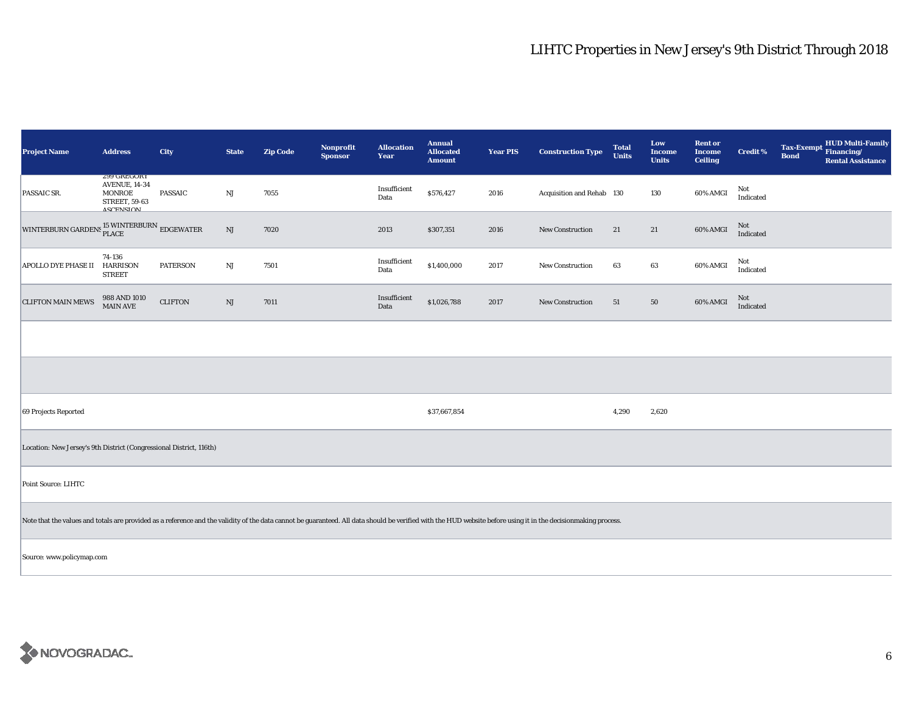| Project Name | Address | City | State | Zip Code | Nonprofit Sponsor | Allocation Year | Annual Allocated Amount | Year PIS | Construction Type | Total Units | Low Income Units | Rent or Income Ceiling | Credit % | Tax-Exempt Bond | HUD Multi-Family Financing/ Rental Assistance |
|---|---|---|---|---|---|---|---|---|---|---|---|---|---|---|---|
| PASSAIC SR. | 299 GREGORY AVENUE, 14-34 MONROE STREET, 59-63 ASCENSION | PASSAIC | NJ | 7055 | | Insufficient Data | $576,427 | 2016 | Acquisition and Rehab | 130 | 130 | 60% AMGI | Not Indicated | | |
| WINTERBURN GARDENS | 15 WINTERBURN PLACE | EDGEWATER | NJ | 7020 | | 2013 | $307,351 | 2016 | New Construction | 21 | 21 | 60% AMGI | Not Indicated | | |
| APOLLO DYE PHASE II | 74-136 HARRISON STREET | PATERSON | NJ | 7501 | | Insufficient Data | $1,400,000 | 2017 | New Construction | 63 | 63 | 60% AMGI | Not Indicated | | |
| CLIFTON MAIN MEWS | 988 AND 1010 MAIN AVE | CLIFTON | NJ | 7011 | | Insufficient Data | $1,026,788 | 2017 | New Construction | 51 | 50 | 60% AMGI | Not Indicated | | |
| | | | | | | | | | | | | | | | |
| | | | | | | | | | | | | | | | |
| 69 Projects Reported | | | | | | | $37,667,854 | | | 4,290 | 2,620 | | | | |

Location: New Jersey's 9th District (Congressional District, 116th)

Point Source: LIHTC

Note that the values and totals are provided as a reference and the validity of the data cannot be guaranteed. All data should be verified with the HUD website before using it in the decisionmaking process.

Source: www.policymap.com